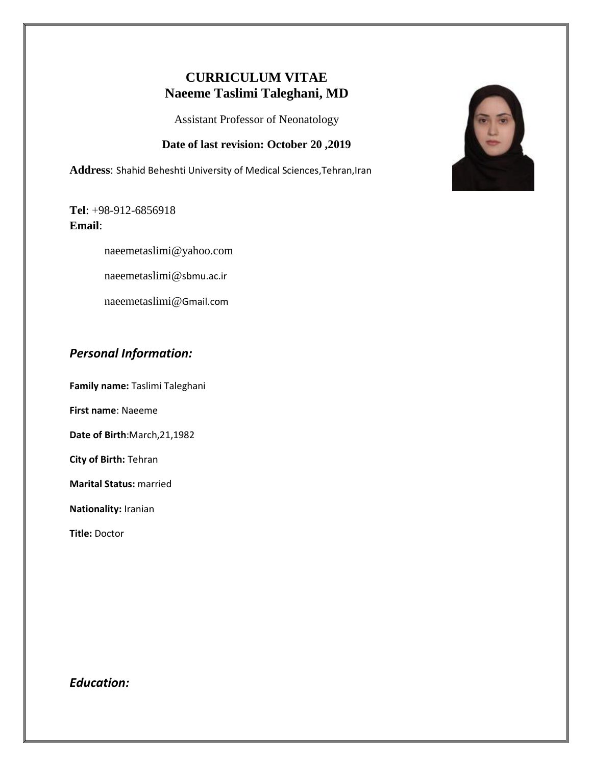# CURRICULUM VITAE
# Naeeme Taslimi Taleghani, MD

Assistant Professor of Neonatology

**Date of last revision: October 20 ,2019**

**Address**: Shahid Beheshti University of Medical Sciences,Tehran,Iran

**Tel**: +98-912-6856918
**Email**:

naeemetaslimi@yahoo.com

naeemetaslimi@sbmu.ac.ir

naeemetaslimi@Gmail.com

## *Personal Information:*

**Family name:** Taslimi Taleghani

**First name**: Naeeme

**Date of Birth**:March,21,1982

**City of Birth:** Tehran

**Marital Status:** married

**Nationality:** Iranian

**Title:** Doctor

## *Education:*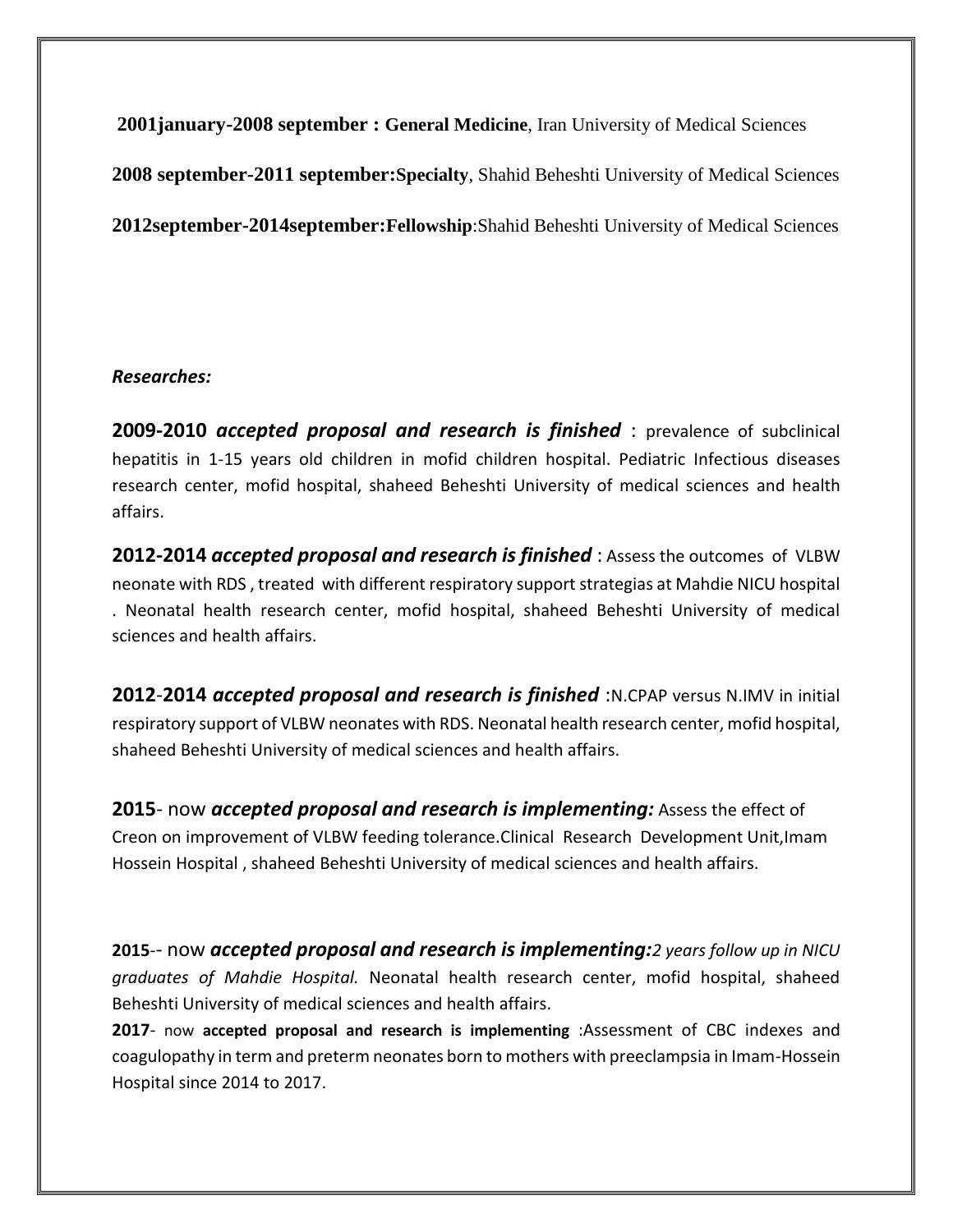**2001january-2008 september : General Medicine**, Iran University of Medical Sciences

**2008 september-2011 september:Specialty**, Shahid Beheshti University of Medical Sciences

**2012september-2014september:Fellowship**:Shahid Beheshti University of Medical Sciences

***Researches:***

**2009-2010** ***accepted proposal and research is finished*** : prevalence of subclinical hepatitis in 1-15 years old children in mofid children hospital. Pediatric Infectious diseases research center, mofid hospital, shaheed Beheshti University of medical sciences and health affairs.

**2012-2014** ***accepted proposal and research is finished*** : Assess the outcomes of VLBW neonate with RDS , treated with different respiratory support strategias at Mahdie NICU hospital . Neonatal health research center, mofid hospital, shaheed Beheshti University of medical sciences and health affairs.

**2012-2014** ***accepted proposal and research is finished*** :N.CPAP versus N.IMV in initial respiratory support of VLBW neonates with RDS. Neonatal health research center, mofid hospital, shaheed Beheshti University of medical sciences and health affairs.

**2015**- now ***accepted proposal and research is implementing:*** Assess the effect of Creon on improvement of VLBW feeding tolerance.Clinical Research Development Unit,Imam Hossein Hospital , shaheed Beheshti University of medical sciences and health affairs.

**2015**-- now ***accepted proposal and research is implementing:*** *2 years follow up in NICU graduates of Mahdie Hospital.* Neonatal health research center, mofid hospital, shaheed Beheshti University of medical sciences and health affairs.

**2017**- now **accepted proposal and research is implementing** :Assessment of CBC indexes and coagulopathy in term and preterm neonates born to mothers with preeclampsia in Imam-Hossein Hospital since 2014 to 2017.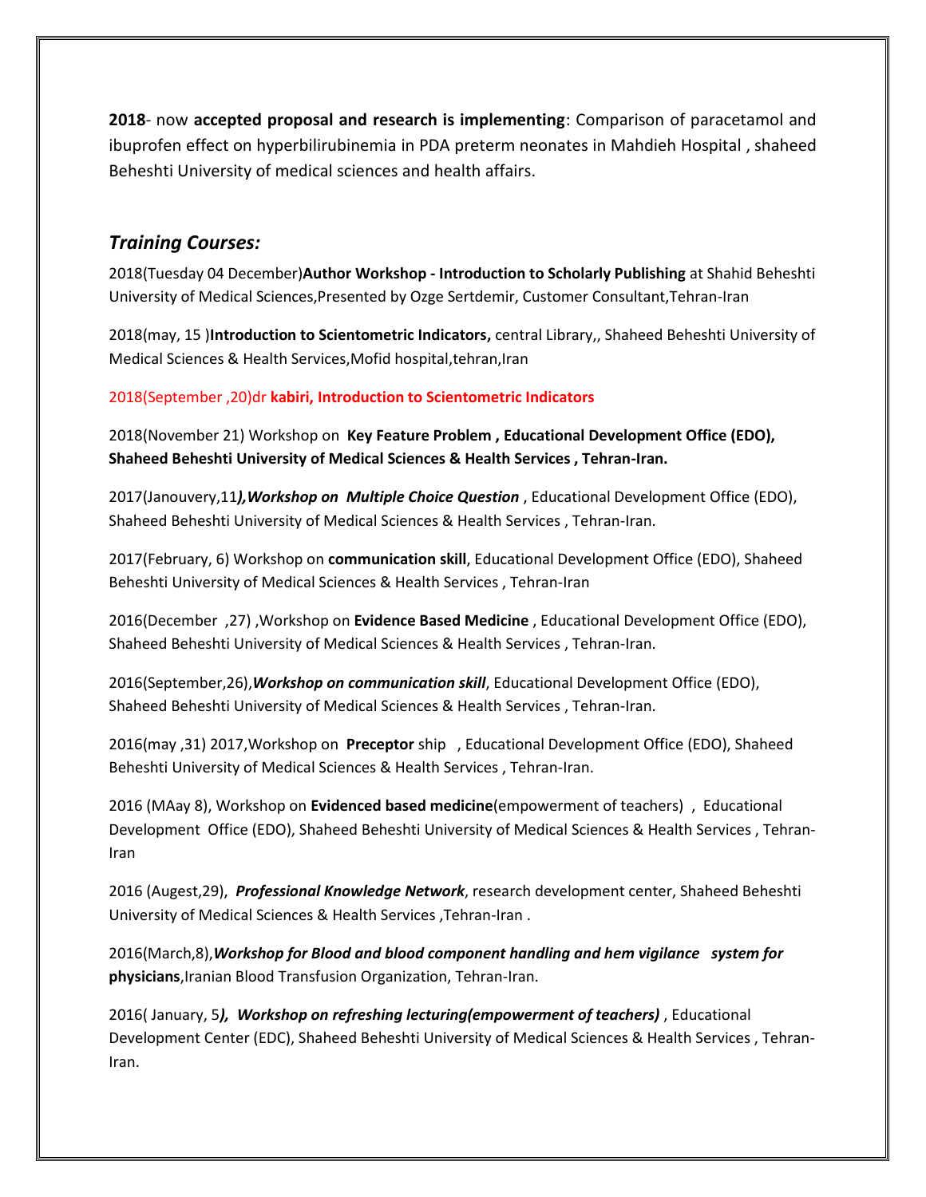**2018**- now **accepted proposal and research is implementing**: Comparison of paracetamol and ibuprofen effect on hyperbilirubinemia in PDA preterm neonates in Mahdieh Hospital , shaheed Beheshti University of medical sciences and health affairs.

## *Training Courses:*

2018(Tuesday 04 December)**Author Workshop - Introduction to Scholarly Publishing** at Shahid Beheshti University of Medical Sciences,Presented by Ozge Sertdemir, Customer Consultant,Tehran-Iran

2018(may, 15 )**Introduction to Scientometric Indicators,** central Library,, Shaheed Beheshti University of Medical Sciences & Health Services,Mofid hospital,tehran,Iran

2018(September ,20)dr **kabiri, Introduction to Scientometric Indicators**

2018(November 21) Workshop on **Key Feature Problem , Educational Development Office (EDO), Shaheed Beheshti University of Medical Sciences & Health Services , Tehran-Iran.**

2017(Janouvery,11***),Workshop on Multiple Choice Question*** , Educational Development Office (EDO), Shaheed Beheshti University of Medical Sciences & Health Services , Tehran-Iran.

2017(February, 6) Workshop on **communication skill**, Educational Development Office (EDO), Shaheed Beheshti University of Medical Sciences & Health Services , Tehran-Iran

2016(December ,27) ,Workshop on **Evidence Based Medicine** , Educational Development Office (EDO), Shaheed Beheshti University of Medical Sciences & Health Services , Tehran-Iran.

2016(September,26),***Workshop on communication skill***, Educational Development Office (EDO), Shaheed Beheshti University of Medical Sciences & Health Services , Tehran-Iran.

2016(may ,31) 2017,Workshop on **Preceptor** ship , Educational Development Office (EDO), Shaheed Beheshti University of Medical Sciences & Health Services , Tehran-Iran.

2016 (MAay 8), Workshop on **Evidenced based medicine**(empowerment of teachers) , Educational Development Office (EDO), Shaheed Beheshti University of Medical Sciences & Health Services , Tehran-Iran

2016 (Augest,29), ***Professional Knowledge Network***, research development center, Shaheed Beheshti University of Medical Sciences & Health Services ,Tehran-Iran .

2016(March,8),***Workshop for Blood and blood component handling and hem vigilance system for* physicians**,Iranian Blood Transfusion Organization, Tehran-Iran.

2016( January, 5***), Workshop on refreshing lecturing(empowerment of teachers)*** , Educational Development Center (EDC), Shaheed Beheshti University of Medical Sciences & Health Services , Tehran-Iran.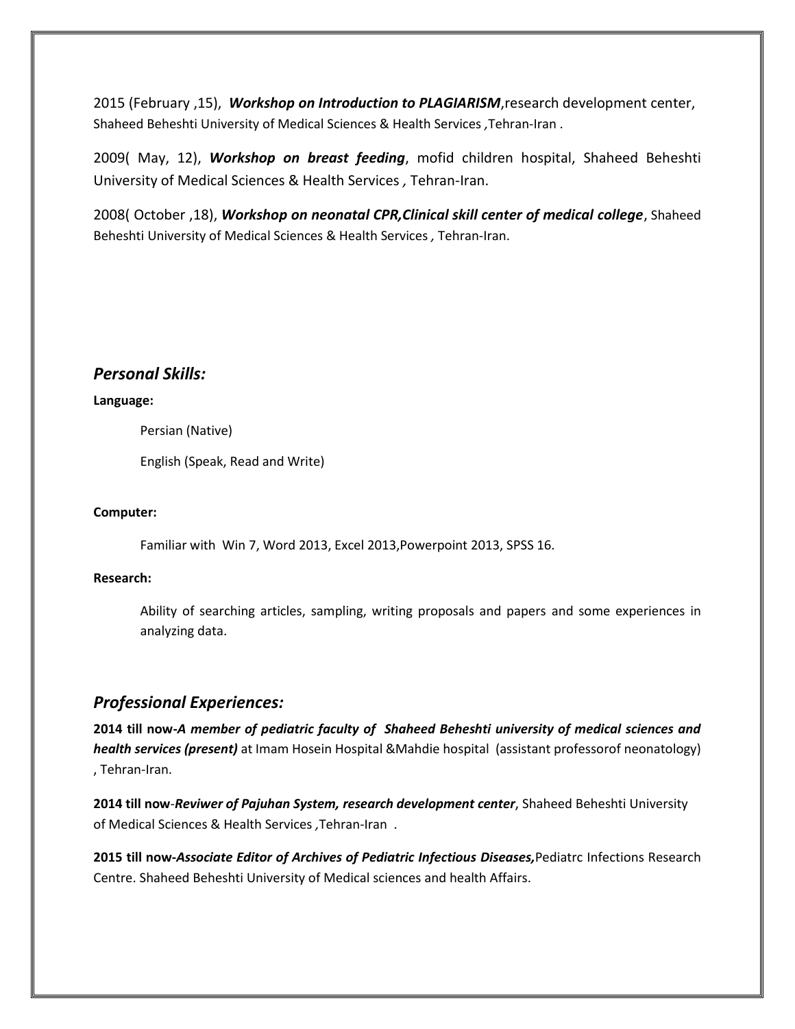2015 (February ,15), ***Workshop on Introduction to PLAGIARISM***,research development center, Shaheed Beheshti University of Medical Sciences & Health Services ,Tehran-Iran .

2009( May, 12), ***Workshop on breast feeding***, mofid children hospital, Shaheed Beheshti University of Medical Sciences & Health Services , Tehran-Iran.

2008( October ,18), ***Workshop on neonatal CPR,Clinical skill center of medical college***, Shaheed Beheshti University of Medical Sciences & Health Services , Tehran-Iran.

## *Personal Skills:*

**Language:**

Persian (Native)

English (Speak, Read and Write)

**Computer:**

Familiar with Win 7, Word 2013, Excel 2013,Powerpoint 2013, SPSS 16.

**Research:**

Ability of searching articles, sampling, writing proposals and papers and some experiences in analyzing data.

## *Professional Experiences:*

**2014 till now-*A member of pediatric faculty of Shaheed Beheshti university of medical sciences and health services (present)*** at Imam Hosein Hospital &Mahdie hospital (assistant professorof neonatology) , Tehran-Iran.

**2014 till now**-***Reviwer of Pajuhan System, research development center***, Shaheed Beheshti University of Medical Sciences & Health Services ,Tehran-Iran .

**2015 till now-*Associate Editor of Archives of Pediatric Infectious Diseases,***Pediatrc Infections Research Centre. Shaheed Beheshti University of Medical sciences and health Affairs.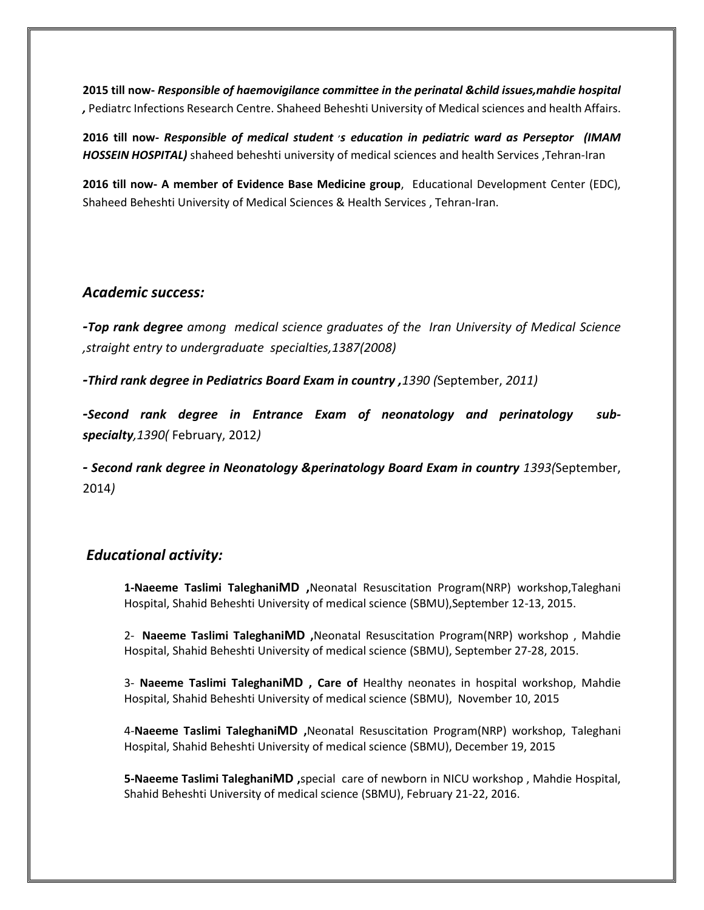**2015 till now-** ***Responsible of haemovigilance committee in the perinatal &child issues,mahdie hospital ,*** Pediatrc Infections Research Centre. Shaheed Beheshti University of Medical sciences and health Affairs.

**2016 till now-** ***Responsible of medical student ׳s education in pediatric ward as Perseptor (IMAM HOSSEIN HOSPITAL)*** shaheed beheshti university of medical sciences and health Services ,Tehran-Iran

**2016 till now- A member of Evidence Base Medicine group**, Educational Development Center (EDC), Shaheed Beheshti University of Medical Sciences & Health Services , Tehran-Iran.

## *Academic success:*

***-Top rank degree*** *among medical science graduates of the Iran University of Medical Science ,straight entry to undergraduate specialties,1387(2008)*

***-Third rank degree in Pediatrics Board Exam in country ,****1390 (*September, *2011)*

***-Second rank degree in Entrance Exam of neonatology and perinatology sub-specialty****,1390(* February, 2012*)*

***- Second rank degree in Neonatology &perinatology Board Exam in country*** *1393(*September, 2014*)*

## *Educational activity:*

**1-Naeeme Taslimi TaleghaniMD ,**Neonatal Resuscitation Program(NRP) workshop,Taleghani Hospital, Shahid Beheshti University of medical science (SBMU),September 12-13, 2015.

2- **Naeeme Taslimi TaleghaniMD ,**Neonatal Resuscitation Program(NRP) workshop , Mahdie Hospital, Shahid Beheshti University of medical science (SBMU), September 27-28, 2015.

3- **Naeeme Taslimi TaleghaniMD , Care of** Healthy neonates in hospital workshop, Mahdie Hospital, Shahid Beheshti University of medical science (SBMU), November 10, 2015

4-**Naeeme Taslimi TaleghaniMD ,**Neonatal Resuscitation Program(NRP) workshop, Taleghani Hospital, Shahid Beheshti University of medical science (SBMU), December 19, 2015

**5-Naeeme Taslimi TaleghaniMD ,**special care of newborn in NICU workshop , Mahdie Hospital, Shahid Beheshti University of medical science (SBMU), February 21-22, 2016.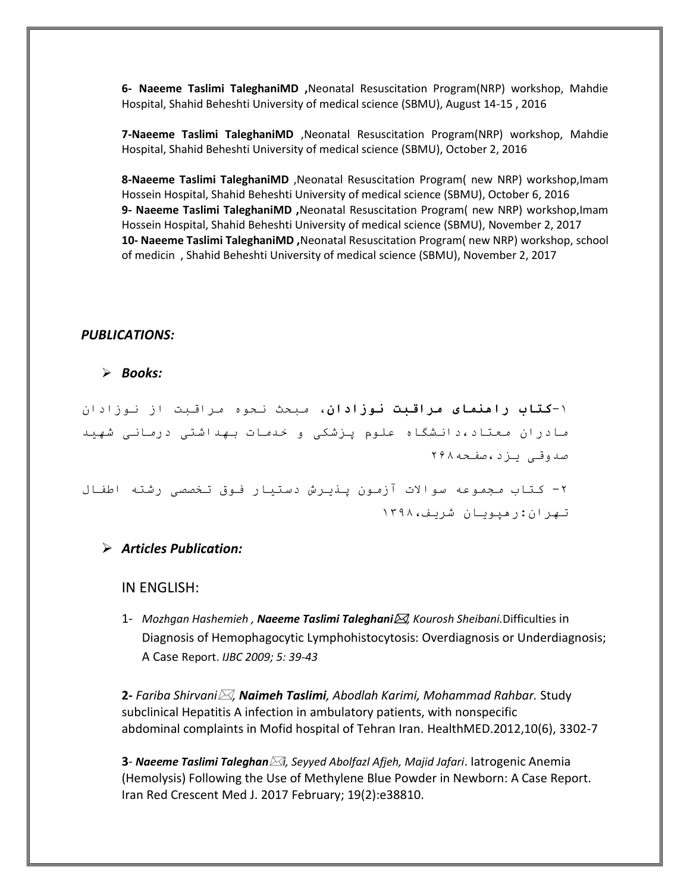**6- Naeeme Taslimi TaleghaniMD ,**Neonatal Resuscitation Program(NRP) workshop, Mahdie Hospital, Shahid Beheshti University of medical science (SBMU), August 14-15 , 2016

**7-Naeeme Taslimi TaleghaniMD** ,Neonatal Resuscitation Program(NRP) workshop, Mahdie Hospital, Shahid Beheshti University of medical science (SBMU), October 2, 2016

**8-Naeeme Taslimi TaleghaniMD** ,Neonatal Resuscitation Program( new NRP) workshop,Imam Hossein Hospital, Shahid Beheshti University of medical science (SBMU), October 6, 2016

**9- Naeeme Taslimi TaleghaniMD ,**Neonatal Resuscitation Program( new NRP) workshop,Imam Hossein Hospital, Shahid Beheshti University of medical science (SBMU), November 2, 2017

**10- Naeeme Taslimi TaleghaniMD ,**Neonatal Resuscitation Program( new NRP) workshop, school of medicin , Shahid Beheshti University of medical science (SBMU), November 2, 2017

***PUBLICATIONS:***

- ***Books:***

۱-**کتاب راهنمای مراقبت نوزادان**، مبحث نحوه مراقبت از نوزادان مادران معتاد،دانشگاه علوم پزشکی و خدمات بهداشتی درمانی شهید صدوقی یزد،صفحه۲۶۸

۲- کتاب مجموعه سوالات آزمون پذیرش دستیار فوق تخصصی رشته اطفال تهران:رهپویان شریف،۱۳۹۸

- ***Articles Publication:***

IN ENGLISH:

1- *Mozhgan Hashemieh* , ***Naeeme Taslimi Taleghani***✉, *Kourosh Sheibani.*Difficulties in Diagnosis of Hemophagocytic Lymphohistocytosis: Overdiagnosis or Underdiagnosis; A Case Report. *IJBC 2009; 5: 39-43*

**2-** *Fariba Shirvani*✉, ***Naimeh Taslimi****, Abodlah Karimi, Mohammad Rahbar.* Study subclinical Hepatitis A infection in ambulatory patients, with nonspecific abdominal complaints in Mofid hospital of Tehran Iran. HealthMED.2012,10(6), 3302-7

**3**- ***Naeeme Taslimi Taleghan***✉*i, Seyyed Abolfazl Afjeh, Majid Jafari*. Iatrogenic Anemia (Hemolysis) Following the Use of Methylene Blue Powder in Newborn: A Case Report. Iran Red Crescent Med J. 2017 February; 19(2):e38810.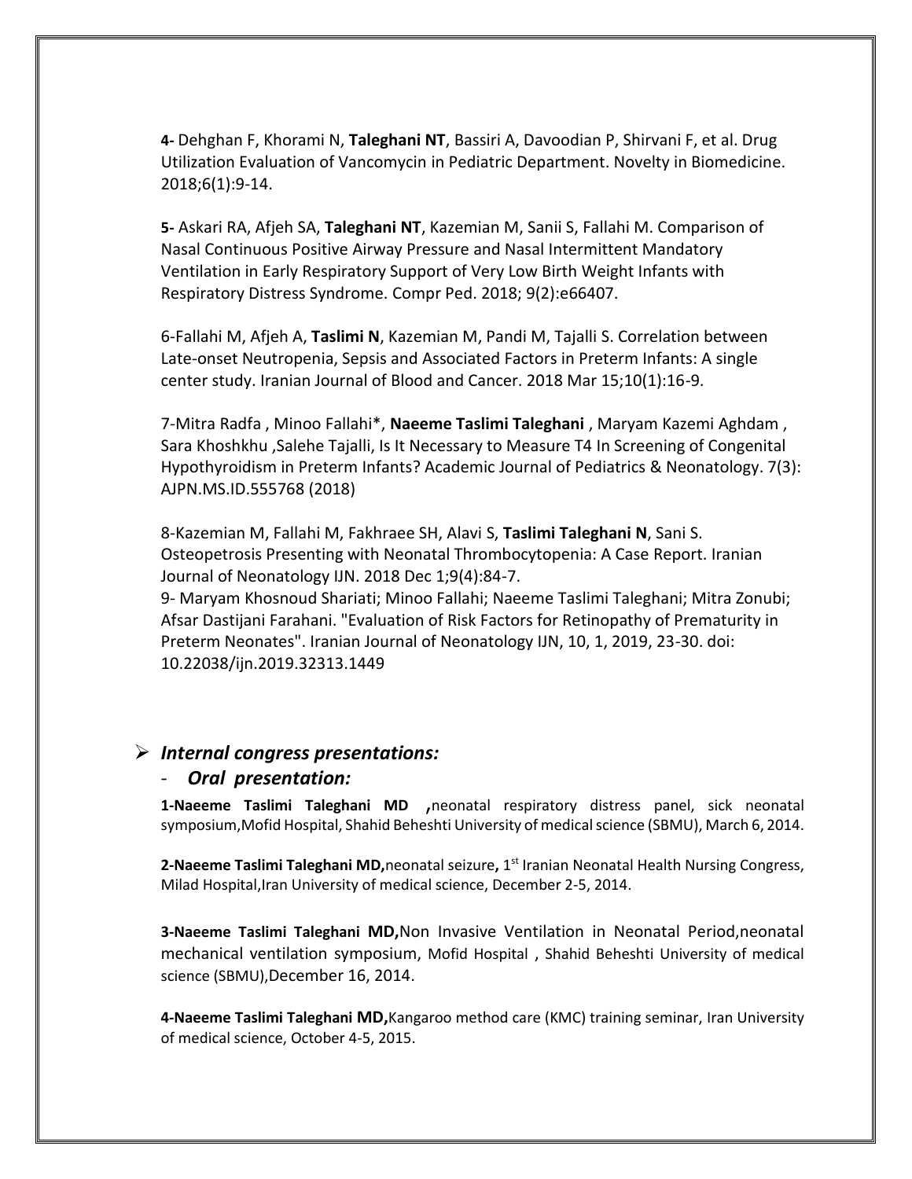**4-** Dehghan F, Khorami N, **Taleghani NT**, Bassiri A, Davoodian P, Shirvani F, et al. Drug Utilization Evaluation of Vancomycin in Pediatric Department. Novelty in Biomedicine. 2018;6(1):9-14.

**5-** Askari RA, Afjeh SA, **Taleghani NT**, Kazemian M, Sanii S, Fallahi M. Comparison of Nasal Continuous Positive Airway Pressure and Nasal Intermittent Mandatory Ventilation in Early Respiratory Support of Very Low Birth Weight Infants with Respiratory Distress Syndrome. Compr Ped. 2018; 9(2):e66407.

6-Fallahi M, Afjeh A, **Taslimi N**, Kazemian M, Pandi M, Tajalli S. Correlation between Late-onset Neutropenia, Sepsis and Associated Factors in Preterm Infants: A single center study. Iranian Journal of Blood and Cancer. 2018 Mar 15;10(1):16-9.

7-Mitra Radfa , Minoo Fallahi*, **Naeeme Taslimi Taleghani** , Maryam Kazemi Aghdam , Sara Khoshkhu ,Salehe Tajalli, Is It Necessary to Measure T4 In Screening of Congenital Hypothyroidism in Preterm Infants? Academic Journal of Pediatrics & Neonatology. 7(3): AJPN.MS.ID.555768 (2018)

8-Kazemian M, Fallahi M, Fakhraee SH, Alavi S, **Taslimi Taleghani N**, Sani S. Osteopetrosis Presenting with Neonatal Thrombocytopenia: A Case Report. Iranian Journal of Neonatology IJN. 2018 Dec 1;9(4):84-7.

9- Maryam Khosnoud Shariati; Minoo Fallahi; Naeeme Taslimi Taleghani; Mitra Zonubi; Afsar Dastijani Farahani. "Evaluation of Risk Factors for Retinopathy of Prematurity in Preterm Neonates". Iranian Journal of Neonatology IJN, 10, 1, 2019, 23-30. doi: 10.22038/ijn.2019.32313.1449

- ***Internal congress presentations:***
  - ***Oral presentation:***

**1-Naeeme Taslimi Taleghani MD ,**neonatal respiratory distress panel, sick neonatal symposium,Mofid Hospital, Shahid Beheshti University of medical science (SBMU), March 6, 2014.

**2-Naeeme Taslimi Taleghani MD,**neonatal seizure**,** 1st Iranian Neonatal Health Nursing Congress, Milad Hospital,Iran University of medical science, December 2-5, 2014.

**3-Naeeme Taslimi Taleghani MD,**Non Invasive Ventilation in Neonatal Period,neonatal mechanical ventilation symposium, Mofid Hospital , Shahid Beheshti University of medical science (SBMU),December 16, 2014.

**4-Naeeme Taslimi Taleghani MD,**Kangaroo method care (KMC) training seminar, Iran University of medical science, October 4-5, 2015.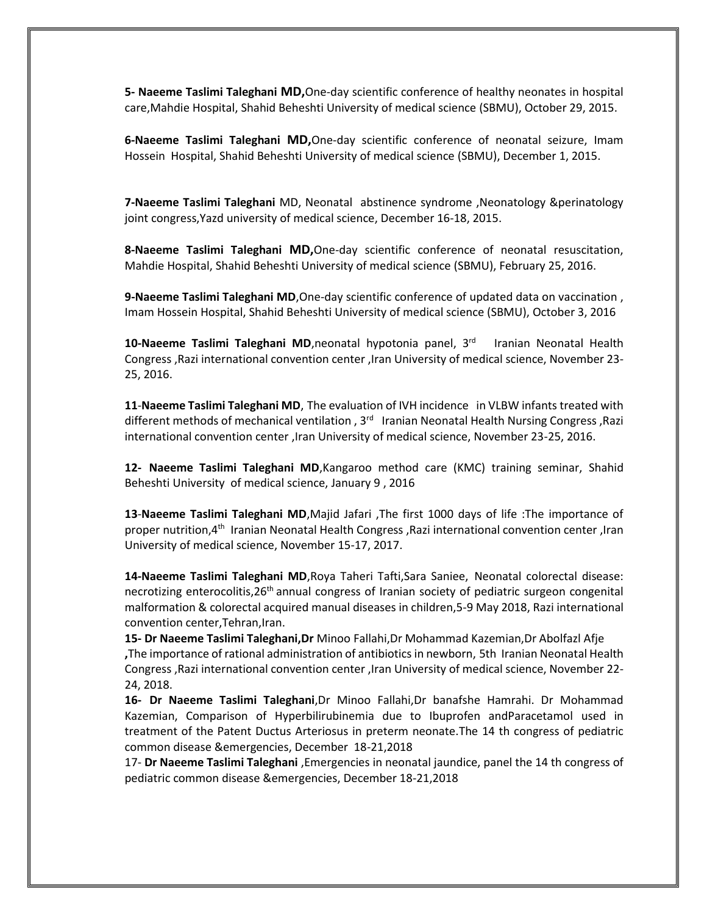**5- Naeeme Taslimi Taleghani MD,**One-day scientific conference of healthy neonates in hospital care,Mahdie Hospital, Shahid Beheshti University of medical science (SBMU), October 29, 2015.

**6-Naeeme Taslimi Taleghani MD,**One-day scientific conference of neonatal seizure, Imam Hossein Hospital, Shahid Beheshti University of medical science (SBMU), December 1, 2015.

**7-Naeeme Taslimi Taleghani** MD, Neonatal abstinence syndrome ,Neonatology &perinatology joint congress,Yazd university of medical science, December 16-18, 2015.

**8-Naeeme Taslimi Taleghani MD,**One-day scientific conference of neonatal resuscitation, Mahdie Hospital, Shahid Beheshti University of medical science (SBMU), February 25, 2016.

**9-Naeeme Taslimi Taleghani MD**,One-day scientific conference of updated data on vaccination , Imam Hossein Hospital, Shahid Beheshti University of medical science (SBMU), October 3, 2016

**10-Naeeme Taslimi Taleghani MD**,neonatal hypotonia panel, 3rd Iranian Neonatal Health Congress ,Razi international convention center ,Iran University of medical science, November 23-25, 2016.

**11-Naeeme Taslimi Taleghani MD**, The evaluation of IVH incidence in VLBW infants treated with different methods of mechanical ventilation , 3rd Iranian Neonatal Health Nursing Congress ,Razi international convention center ,Iran University of medical science, November 23-25, 2016.

**12- Naeeme Taslimi Taleghani MD**,Kangaroo method care (KMC) training seminar, Shahid Beheshti University of medical science, January 9 , 2016

**13-Naeeme Taslimi Taleghani MD**,Majid Jafari ,The first 1000 days of life :The importance of proper nutrition,4th Iranian Neonatal Health Congress ,Razi international convention center ,Iran University of medical science, November 15-17, 2017.

**14-Naeeme Taslimi Taleghani MD**,Roya Taheri Tafti,Sara Saniee, Neonatal colorectal disease: necrotizing enterocolitis,26th annual congress of Iranian society of pediatric surgeon congenital malformation & colorectal acquired manual diseases in children,5-9 May 2018, Razi international convention center,Tehran,Iran.

**15- Dr Naeeme Taslimi Taleghani,Dr** Minoo Fallahi,Dr Mohammad Kazemian,Dr Abolfazl Afje **,**The importance of rational administration of antibiotics in newborn, 5th Iranian Neonatal Health Congress ,Razi international convention center ,Iran University of medical science, November 22-24, 2018.

**16- Dr Naeeme Taslimi Taleghani**,Dr Minoo Fallahi,Dr banafshe Hamrahi. Dr Mohammad Kazemian, Comparison of Hyperbilirubinemia due to Ibuprofen andParacetamol used in treatment of the Patent Ductus Arteriosus in preterm neonate.The 14 th congress of pediatric common disease &emergencies, December 18-21,2018

17- **Dr Naeeme Taslimi Taleghani** ,Emergencies in neonatal jaundice, panel the 14 th congress of pediatric common disease &emergencies, December 18-21,2018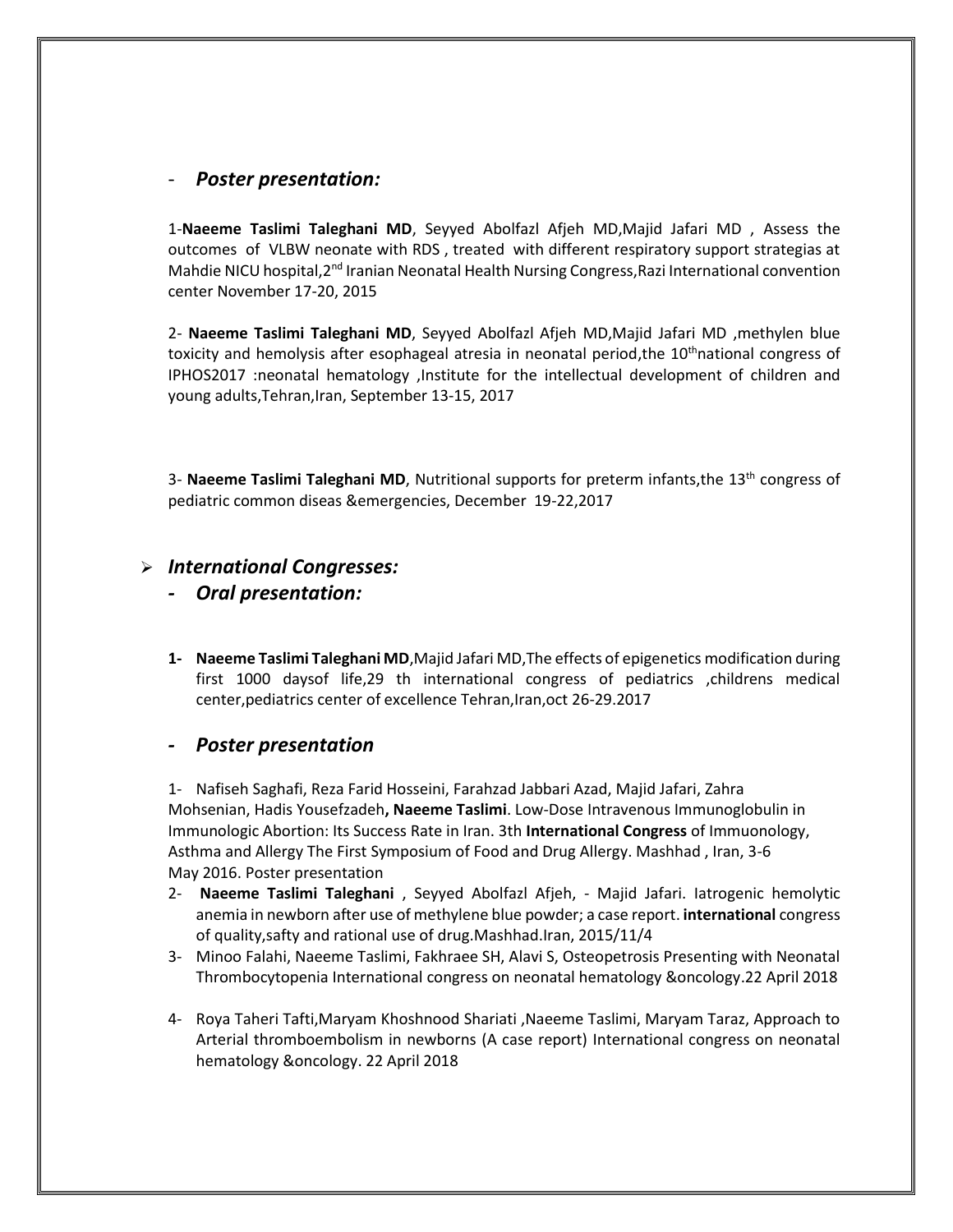- ***Poster presentation:***

1-**Naeeme Taslimi Taleghani MD**, Seyyed Abolfazl Afjeh MD,Majid Jafari MD , Assess the outcomes of VLBW neonate with RDS , treated with different respiratory support strategias at Mahdie NICU hospital,2nd Iranian Neonatal Health Nursing Congress,Razi International convention center November 17-20, 2015

2- **Naeeme Taslimi Taleghani MD**, Seyyed Abolfazl Afjeh MD,Majid Jafari MD ,methylen blue toxicity and hemolysis after esophageal atresia in neonatal period,the 10thnational congress of IPHOS2017 :neonatal hematology ,Institute for the intellectual development of children and young adults,Tehran,Iran, September 13-15, 2017

3- **Naeeme Taslimi Taleghani MD**, Nutritional supports for preterm infants,the 13th congress of pediatric common diseas &emergencies, December 19-22,2017

- ***International Congresses:***
  - ***Oral presentation:***

1- **Naeeme Taslimi Taleghani MD**,Majid Jafari MD,The effects of epigenetics modification during first 1000 daysof life,29 th international congress of pediatrics ,childrens medical center,pediatrics center of excellence Tehran,Iran,oct 26-29.2017

- ***Poster presentation***

1- Nafiseh Saghafi, Reza Farid Hosseini, Farahzad Jabbari Azad, Majid Jafari, Zahra Mohsenian, Hadis Yousefzadeh**, Naeeme Taslimi**. Low-Dose Intravenous Immunoglobulin in Immunologic Abortion: Its Success Rate in Iran. 3th **International Congress** of Immuonology, Asthma and Allergy The First Symposium of Food and Drug Allergy. Mashhad , Iran, 3-6 May 2016. Poster presentation

2- **Naeeme Taslimi Taleghani** , Seyyed Abolfazl Afjeh, - Majid Jafari. Iatrogenic hemolytic anemia in newborn after use of methylene blue powder; a case report. **international** congress of quality,safty and rational use of drug.Mashhad.Iran, 2015/11/4

3- Minoo Falahi, Naeeme Taslimi, Fakhraee SH, Alavi S, Osteopetrosis Presenting with Neonatal Thrombocytopenia International congress on neonatal hematology &oncology.22 April 2018

4- Roya Taheri Tafti,Maryam Khoshnood Shariati ,Naeeme Taslimi, Maryam Taraz, Approach to Arterial thromboembolism in newborns (A case report) International congress on neonatal hematology &oncology. 22 April 2018